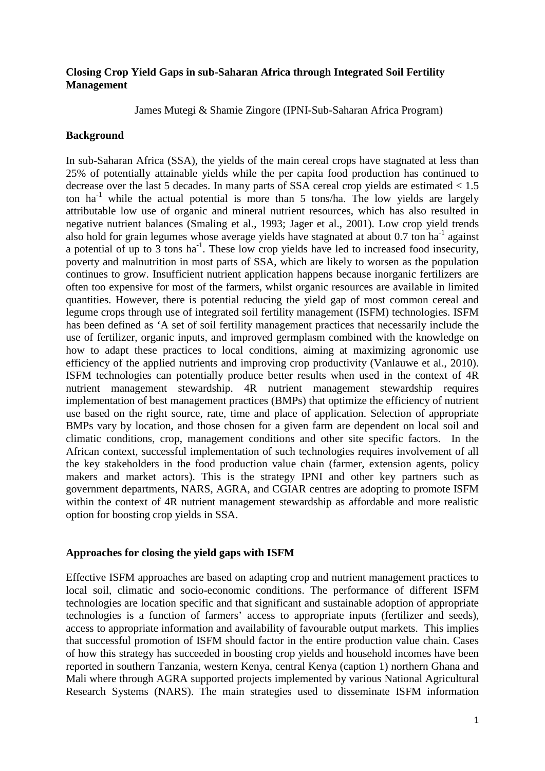**Closing Crop Yield Gaps in sub-Saharan Africa through Integrated Soil Fertility Management**

James Mutegi & Shamie Zingore (IPNI-Sub-Saharan Africa Program)

## Background

In sub-Saharan Africa (SSA), the yields of the main cereal crops have stagnated at less than 25% of potentially attainable yields while the per capita food production has continued to decrease over the last 5 decades. In many parts of SSA cereal crop yields are estimated < 1.5 ton $ha^{-1}$ while the actual potential is more than 5 tons/ha. The low yields are largely attributable low use of organic and mineral nutrient resources, which has also resulted in negative nutrient balances (Smaling et al., 1993; Jager et al., 2001). Low crop yield trends also hold for grain legumes whose average yields have stagnated at about 0.7 ton $ha^{-1}$ against a potential of up to 3 tons $ha^{-1}$. These low crop yields have led to increased food insecurity, poverty and malnutrition in most parts of SSA, which are likely to worsen as the population continues to grow. Insufficient nutrient application happens because inorganic fertilizers are often too expensive for most of the farmers, whilst organic resources are available in limited quantities. However, there is potential reducing the yield gap of most common cereal and legume crops through use of integrated soil fertility management (ISFM) technologies. ISFM has been defined as 'A set of soil fertility management practices that necessarily include the use of fertilizer, organic inputs, and improved germplasm combined with the knowledge on how to adapt these practices to local conditions, aiming at maximizing agronomic use efficiency of the applied nutrients and improving crop productivity (Vanlauwe et al., 2010). ISFM technologies can potentially produce better results when used in the context of 4R nutrient management stewardship. 4R nutrient management stewardship requires implementation of best management practices (BMPs) that optimize the efficiency of nutrient use based on the right source, rate, time and place of application. Selection of appropriate BMPs vary by location, and those chosen for a given farm are dependent on local soil and climatic conditions, crop, management conditions and other site specific factors. In the African context, successful implementation of such technologies requires involvement of all the key stakeholders in the food production value chain (farmer, extension agents, policy makers and market actors). This is the strategy IPNI and other key partners such as government departments, NARS, AGRA, and CGIAR centres are adopting to promote ISFM within the context of 4R nutrient management stewardship as affordable and more realistic option for boosting crop yields in SSA.

## Approaches for closing the yield gaps with ISFM

Effective ISFM approaches are based on adapting crop and nutrient management practices to local soil, climatic and socio-economic conditions. The performance of different ISFM technologies are location specific and that significant and sustainable adoption of appropriate technologies is a function of farmers' access to appropriate inputs (fertilizer and seeds), access to appropriate information and availability of favourable output markets. This implies that successful promotion of ISFM should factor in the entire production value chain. Cases of how this strategy has succeeded in boosting crop yields and household incomes have been reported in southern Tanzania, western Kenya, central Kenya (caption 1) northern Ghana and Mali where through AGRA supported projects implemented by various National Agricultural Research Systems (NARS). The main strategies used to disseminate ISFM information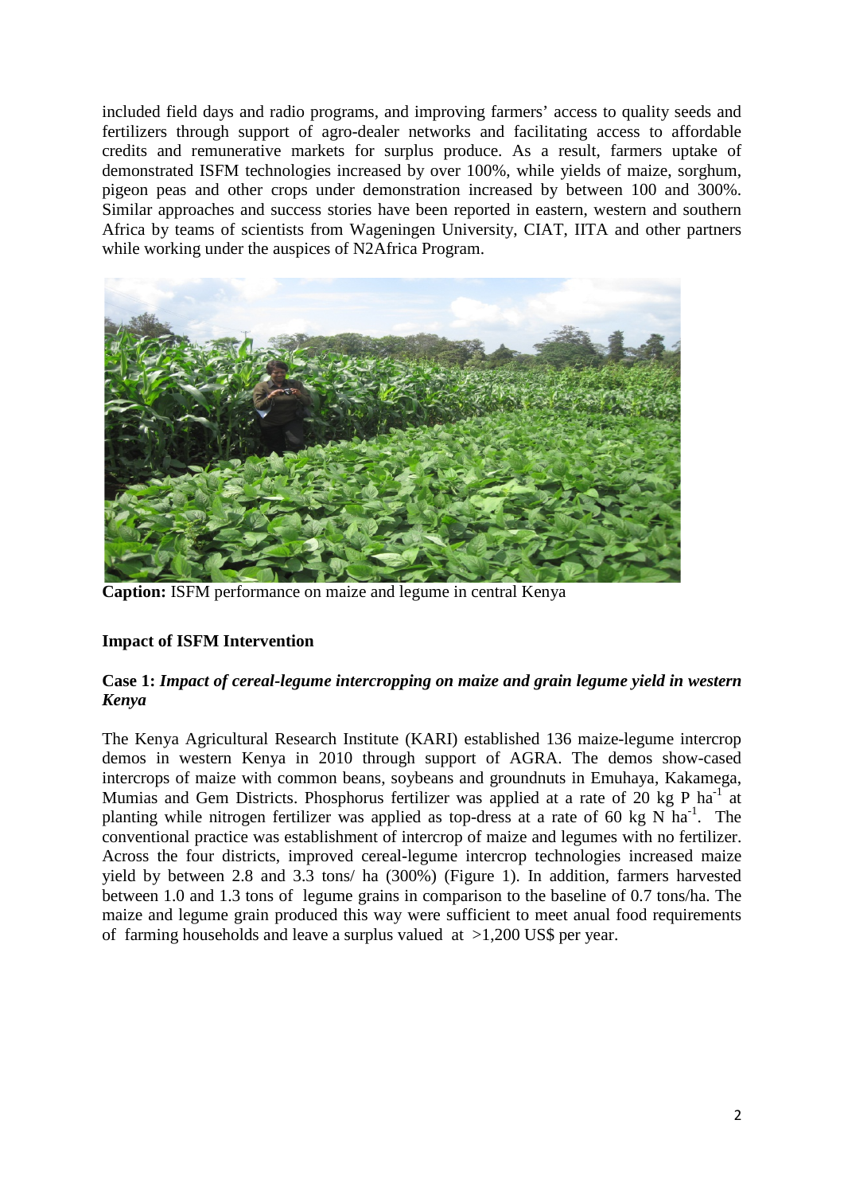included field days and radio programs, and improving farmers' access to quality seeds and fertilizers through support of agro-dealer networks and facilitating access to affordable credits and remunerative markets for surplus produce. As a result, farmers uptake of demonstrated ISFM technologies increased by over 100%, while yields of maize, sorghum, pigeon peas and other crops under demonstration increased by between 100 and 300%. Similar approaches and success stories have been reported in eastern, western and southern Africa by teams of scientists from Wageningen University, CIAT, IITA and other partners while working under the auspices of N2Africa Program.

**Caption:** ISFM performance on maize and legume in central Kenya

## Impact of ISFM Intervention

### Case 1: *Impact of cereal-legume intercropping on maize and grain legume yield in western Kenya*

The Kenya Agricultural Research Institute (KARI) established 136 maize-legume intercrop demos in western Kenya in 2010 through support of AGRA. The demos show-cased intercrops of maize with common beans, soybeans and groundnuts in Emuhaya, Kakamega, Mumias and Gem Districts. Phosphorus fertilizer was applied at a rate of 20 kg P $ha^{-1}$ at planting while nitrogen fertilizer was applied as top-dress at a rate of 60 kg N $ha^{-1}$. The conventional practice was establishment of intercrop of maize and legumes with no fertilizer. Across the four districts, improved cereal-legume intercrop technologies increased maize yield by between 2.8 and 3.3 tons/ ha (300%) (Figure 1). In addition, farmers harvested between 1.0 and 1.3 tons of legume grains in comparison to the baseline of 0.7 tons/ha. The maize and legume grain produced this way were sufficient to meet anual food requirements of farming households and leave a surplus valued at >1,200 US$ per year.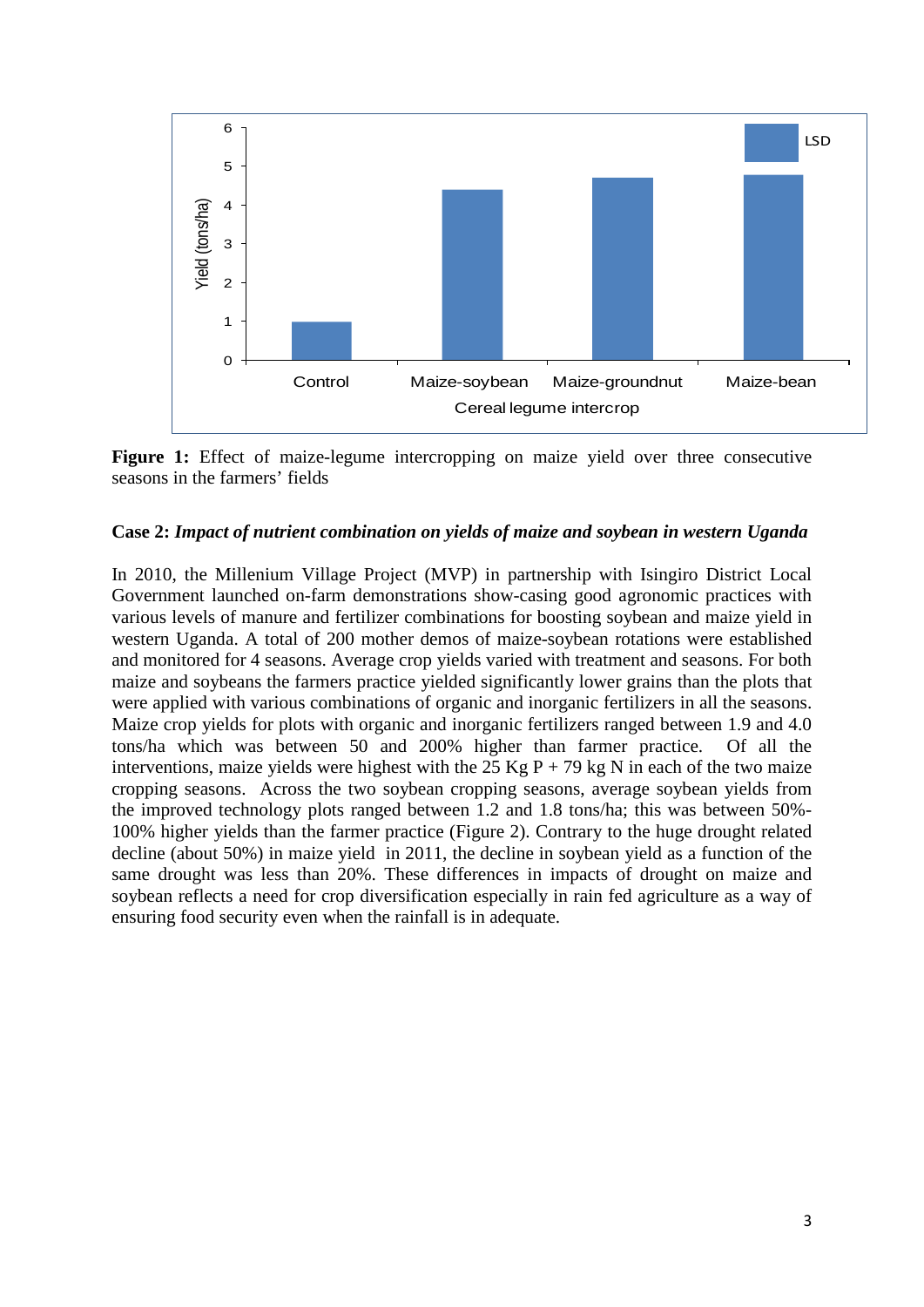6
5
4
3
2
1
0

Yield (tons/ha)

LSD

Control
Maize-soybean
Maize-groundnut
Maize-bean

Cereal legume intercrop

**Figure 1:** Effect of maize-legume intercropping on maize yield over three consecutive seasons in the farmers' fields

**Case 2:** ***Impact of nutrient combination on yields of maize and soybean in western Uganda***

In 2010, the Millenium Village Project (MVP) in partnership with Isingiro District Local Government launched on-farm demonstrations show-casing good agronomic practices with various levels of manure and fertilizer combinations for boosting soybean and maize yield in western Uganda. A total of 200 mother demos of maize-soybean rotations were established and monitored for 4 seasons. Average crop yields varied with treatment and seasons. For both maize and soybeans the farmers practice yielded significantly lower grains than the plots that were applied with various combinations of organic and inorganic fertilizers in all the seasons. Maize crop yields for plots with organic and inorganic fertilizers ranged between 1.9 and 4.0 tons/ha which was between 50 and 200% higher than farmer practice. Of all the interventions, maize yields were highest with the 25 Kg P + 79 kg N in each of the two maize cropping seasons. Across the two soybean cropping seasons, average soybean yields from the improved technology plots ranged between 1.2 and 1.8 tons/ha; this was between 50%-100% higher yields than the farmer practice (Figure 2). Contrary to the huge drought related decline (about 50%) in maize yield in 2011, the decline in soybean yield as a function of the same drought was less than 20%. These differences in impacts of drought on maize and soybean reflects a need for crop diversification especially in rain fed agriculture as a way of ensuring food security even when the rainfall is in adequate.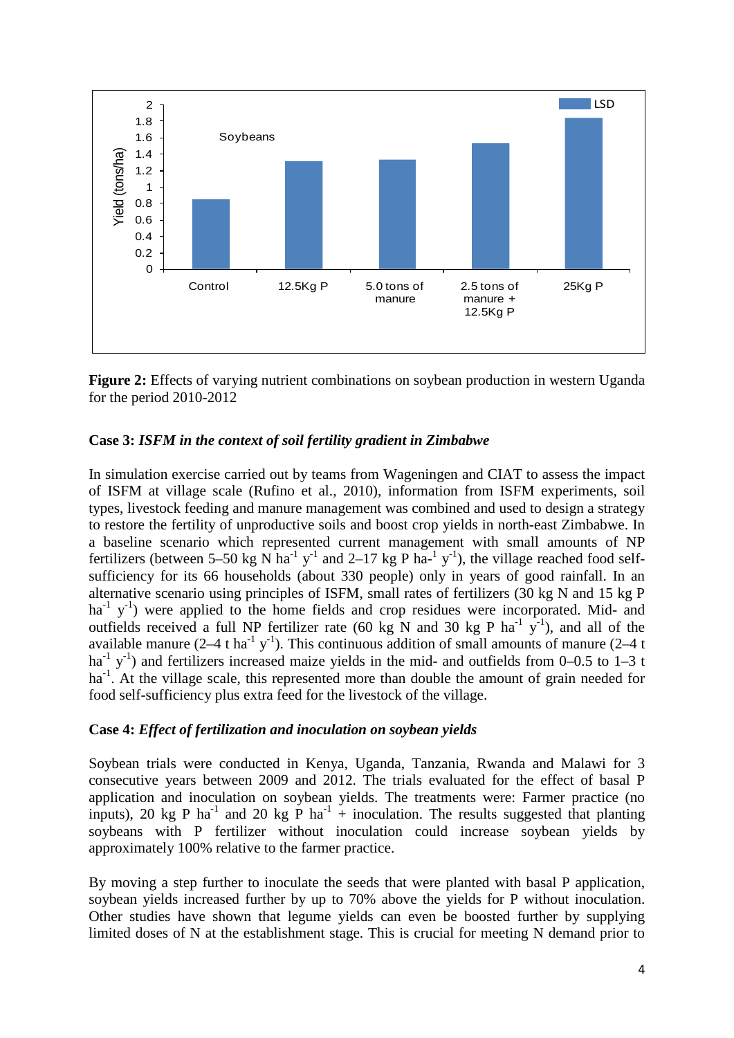2
1.8
1.6
1.4
1.2
1
0.8
0.6
0.4
0.2
0

Yield (tons/ha)

Soybeans

LSD

Control
12.5Kg P
5.0 tons of manure
2.5 tons of manure + 12.5Kg P
25Kg P

**Figure 2:** Effects of varying nutrient combinations on soybean production in western Uganda for the period 2010-2012

### Case 3: *ISFM in the context of soil fertility gradient in Zimbabwe*

In simulation exercise carried out by teams from Wageningen and CIAT to assess the impact of ISFM at village scale (Rufino et al., 2010), information from ISFM experiments, soil types, livestock feeding and manure management was combined and used to design a strategy to restore the fertility of unproductive soils and boost crop yields in north-east Zimbabwe. In a baseline scenario which represented current management with small amounts of NP fertilizers (between 5–50 kg N $ha^{-1}$ $y^{-1}$ and 2–17 kg P ha-$^{1}$ $y^{-1}$), the village reached food self-sufficiency for its 66 households (about 330 people) only in years of good rainfall. In an alternative scenario using principles of ISFM, small rates of fertilizers (30 kg N and 15 kg P $ha^{-1}$ $y^{-1}$) were applied to the home fields and crop residues were incorporated. Mid- and outfields received a full NP fertilizer rate (60 kg N and 30 kg P $ha^{-1}$ $y^{-1}$), and all of the available manure (2–4 t $ha^{-1}$ $y^{-1}$). This continuous addition of small amounts of manure (2–4 t $ha^{-1}$ $y^{-1}$) and fertilizers increased maize yields in the mid- and outfields from 0–0.5 to 1–3 t $ha^{-1}$. At the village scale, this represented more than double the amount of grain needed for food self-sufficiency plus extra feed for the livestock of the village.

### Case 4: *Effect of fertilization and inoculation on soybean yields*

Soybean trials were conducted in Kenya, Uganda, Tanzania, Rwanda and Malawi for 3 consecutive years between 2009 and 2012. The trials evaluated for the effect of basal P application and inoculation on soybean yields. The treatments were: Farmer practice (no inputs), 20 kg P $ha^{-1}$ and 20 kg P $ha^{-1}$ + inoculation. The results suggested that planting soybeans with P fertilizer without inoculation could increase soybean yields by approximately 100% relative to the farmer practice.

By moving a step further to inoculate the seeds that were planted with basal P application, soybean yields increased further by up to 70% above the yields for P without inoculation. Other studies have shown that legume yields can even be boosted further by supplying limited doses of N at the establishment stage. This is crucial for meeting N demand prior to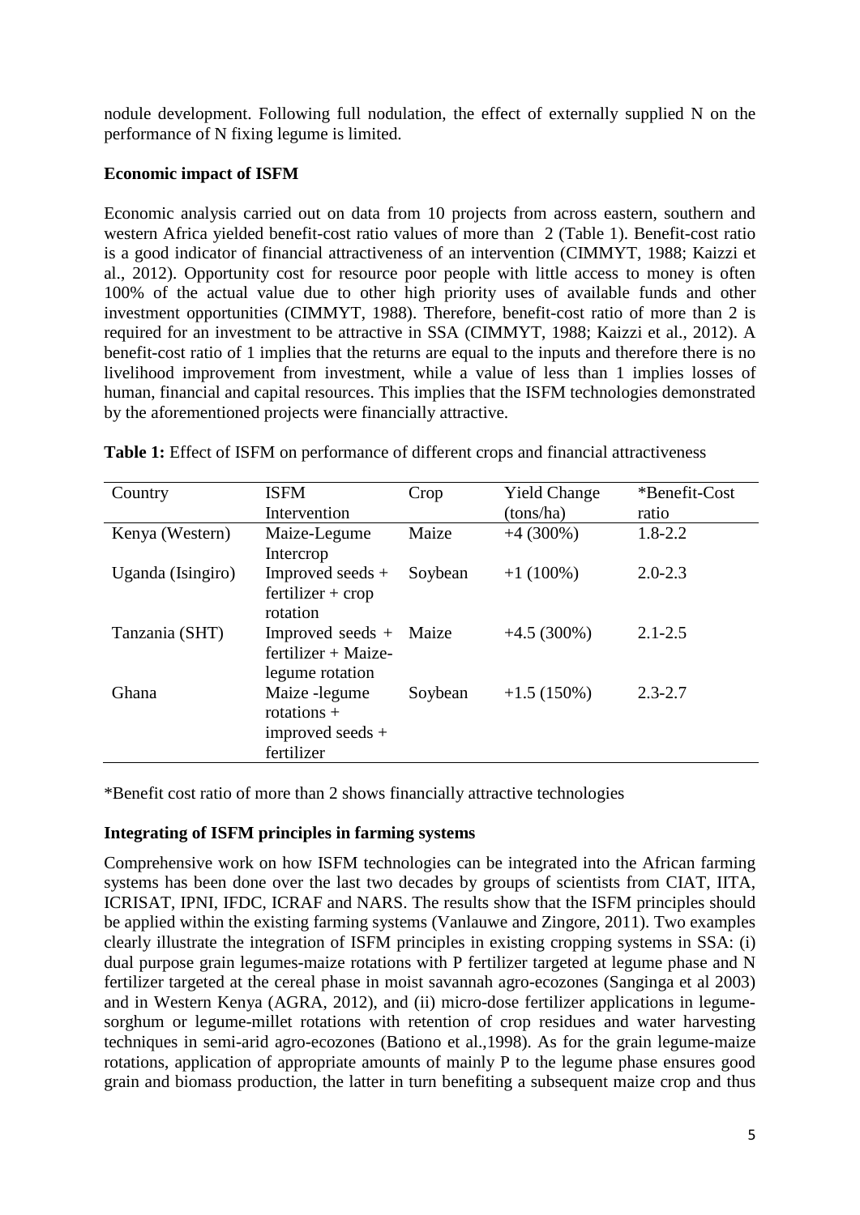nodule development. Following full nodulation, the effect of externally supplied N on the performance of N fixing legume is limited.

**Economic impact of ISFM**

Economic analysis carried out on data from 10 projects from across eastern, southern and western Africa yielded benefit-cost ratio values of more than 2 (Table 1). Benefit-cost ratio is a good indicator of financial attractiveness of an intervention (CIMMYT, 1988; Kaizzi et al., 2012). Opportunity cost for resource poor people with little access to money is often 100% of the actual value due to other high priority uses of available funds and other investment opportunities (CIMMYT, 1988). Therefore, benefit-cost ratio of more than 2 is required for an investment to be attractive in SSA (CIMMYT, 1988; Kaizzi et al., 2012). A benefit-cost ratio of 1 implies that the returns are equal to the inputs and therefore there is no livelihood improvement from investment, while a value of less than 1 implies losses of human, financial and capital resources. This implies that the ISFM technologies demonstrated by the aforementioned projects were financially attractive.

**Table 1:** Effect of ISFM on performance of different crops and financial attractiveness

| Country | ISFM Intervention | Crop | Yield Change (tons/ha) | *Benefit-Cost ratio |
|---|---|---|---|---|
| Kenya (Western) | Maize-Legume Intercrop | Maize | +4 (300%) | 1.8-2.2 |
| Uganda (Isingiro) | Improved seeds + fertilizer + crop rotation | Soybean | +1 (100%) | 2.0-2.3 |
| Tanzania (SHT) | Improved seeds + fertilizer + Maize-legume rotation | Maize | +4.5 (300%) | 2.1-2.5 |
| Ghana | Maize -legume rotations + improved seeds + fertilizer | Soybean | +1.5 (150%) | 2.3-2.7 |

*Benefit cost ratio of more than 2 shows financially attractive technologies

**Integrating of ISFM principles in farming systems**

Comprehensive work on how ISFM technologies can be integrated into the African farming systems has been done over the last two decades by groups of scientists from CIAT, IITA, ICRISAT, IPNI, IFDC, ICRAF and NARS. The results show that the ISFM principles should be applied within the existing farming systems (Vanlauwe and Zingore, 2011). Two examples clearly illustrate the integration of ISFM principles in existing cropping systems in SSA: (i) dual purpose grain legumes-maize rotations with P fertilizer targeted at legume phase and N fertilizer targeted at the cereal phase in moist savannah agro-ecozones (Sanginga et al 2003) and in Western Kenya (AGRA, 2012), and (ii) micro-dose fertilizer applications in legume-sorghum or legume-millet rotations with retention of crop residues and water harvesting techniques in semi-arid agro-ecozones (Bationo et al.,1998). As for the grain legume-maize rotations, application of appropriate amounts of mainly P to the legume phase ensures good grain and biomass production, the latter in turn benefiting a subsequent maize crop and thus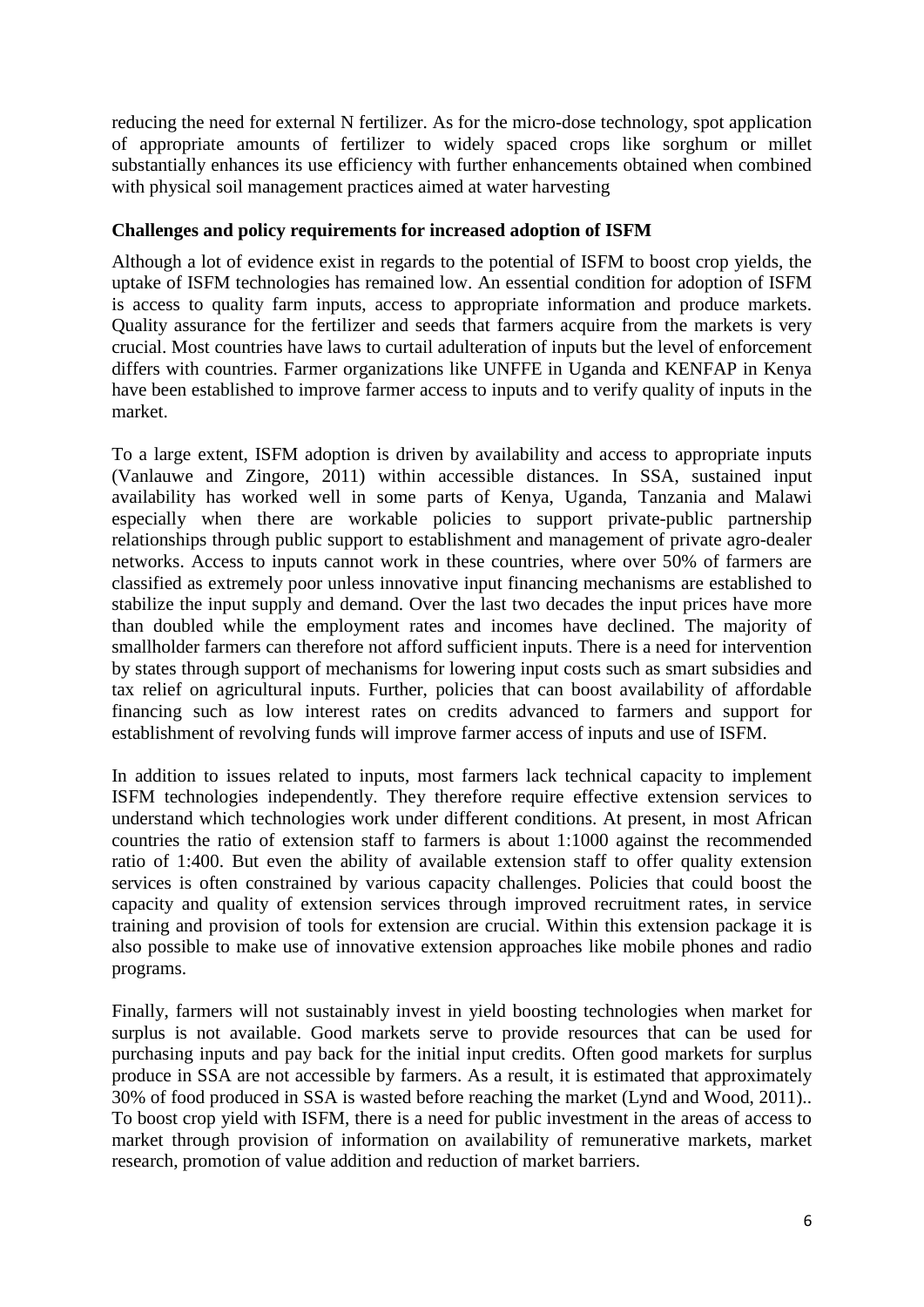reducing the need for external N fertilizer. As for the micro-dose technology, spot application of appropriate amounts of fertilizer to widely spaced crops like sorghum or millet substantially enhances its use efficiency with further enhancements obtained when combined with physical soil management practices aimed at water harvesting

**Challenges and policy requirements for increased adoption of ISFM**

Although a lot of evidence exist in regards to the potential of ISFM to boost crop yields, the uptake of ISFM technologies has remained low. An essential condition for adoption of ISFM is access to quality farm inputs, access to appropriate information and produce markets. Quality assurance for the fertilizer and seeds that farmers acquire from the markets is very crucial. Most countries have laws to curtail adulteration of inputs but the level of enforcement differs with countries. Farmer organizations like UNFFE in Uganda and KENFAP in Kenya have been established to improve farmer access to inputs and to verify quality of inputs in the market.

To a large extent, ISFM adoption is driven by availability and access to appropriate inputs (Vanlauwe and Zingore, 2011) within accessible distances. In SSA, sustained input availability has worked well in some parts of Kenya, Uganda, Tanzania and Malawi especially when there are workable policies to support private-public partnership relationships through public support to establishment and management of private agro-dealer networks. Access to inputs cannot work in these countries, where over 50% of farmers are classified as extremely poor unless innovative input financing mechanisms are established to stabilize the input supply and demand. Over the last two decades the input prices have more than doubled while the employment rates and incomes have declined. The majority of smallholder farmers can therefore not afford sufficient inputs. There is a need for intervention by states through support of mechanisms for lowering input costs such as smart subsidies and tax relief on agricultural inputs. Further, policies that can boost availability of affordable financing such as low interest rates on credits advanced to farmers and support for establishment of revolving funds will improve farmer access of inputs and use of ISFM.

In addition to issues related to inputs, most farmers lack technical capacity to implement ISFM technologies independently. They therefore require effective extension services to understand which technologies work under different conditions. At present, in most African countries the ratio of extension staff to farmers is about 1:1000 against the recommended ratio of 1:400. But even the ability of available extension staff to offer quality extension services is often constrained by various capacity challenges. Policies that could boost the capacity and quality of extension services through improved recruitment rates, in service training and provision of tools for extension are crucial. Within this extension package it is also possible to make use of innovative extension approaches like mobile phones and radio programs.

Finally, farmers will not sustainably invest in yield boosting technologies when market for surplus is not available. Good markets serve to provide resources that can be used for purchasing inputs and pay back for the initial input credits. Often good markets for surplus produce in SSA are not accessible by farmers. As a result, it is estimated that approximately 30% of food produced in SSA is wasted before reaching the market (Lynd and Wood, 2011).. To boost crop yield with ISFM, there is a need for public investment in the areas of access to market through provision of information on availability of remunerative markets, market research, promotion of value addition and reduction of market barriers.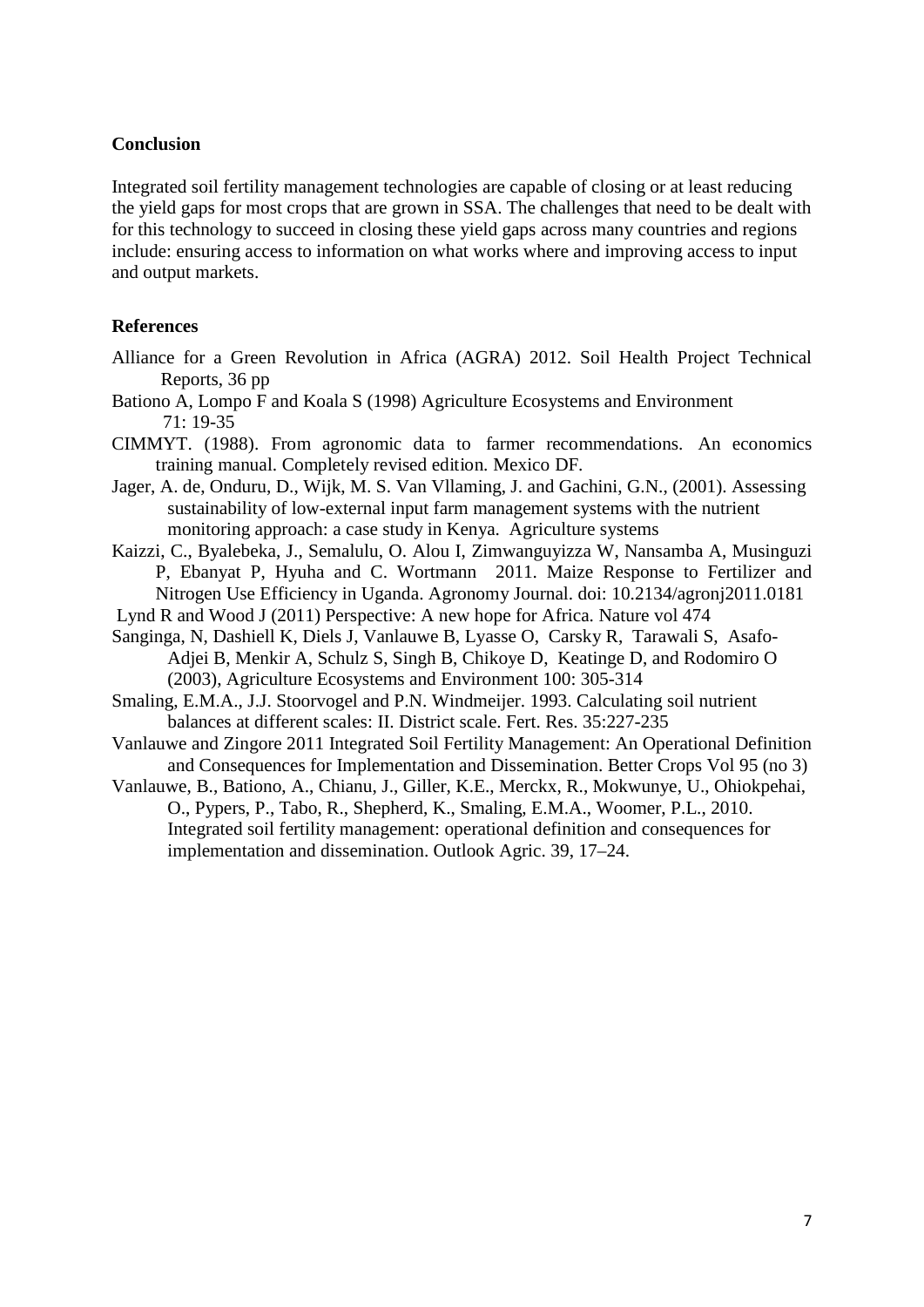## Conclusion

Integrated soil fertility management technologies are capable of closing or at least reducing the yield gaps for most crops that are grown in SSA. The challenges that need to be dealt with for this technology to succeed in closing these yield gaps across many countries and regions include: ensuring access to information on what works where and improving access to input and output markets.

## References

Alliance for a Green Revolution in Africa (AGRA) 2012. Soil Health Project Technical Reports, 36 pp

Bationo A, Lompo F and Koala S (1998) Agriculture Ecosystems and Environment 71: 19-35

CIMMYT. (1988). From agronomic data to farmer recommendations. An economics training manual. Completely revised edition. Mexico DF.

Jager, A. de, Onduru, D., Wijk, M. S. Van Vllaming, J. and Gachini, G.N., (2001). Assessing sustainability of low-external input farm management systems with the nutrient monitoring approach: a case study in Kenya. Agriculture systems

Kaizzi, C., Byalebeka, J., Semalulu, O. Alou I, Zimwanguyizza W, Nansamba A, Musinguzi P, Ebanyat P, Hyuha and C. Wortmann 2011. Maize Response to Fertilizer and Nitrogen Use Efficiency in Uganda. Agronomy Journal. doi: 10.2134/agronj2011.0181

Lynd R and Wood J (2011) Perspective: A new hope for Africa. Nature vol 474

Sanginga, N, Dashiell K, Diels J, Vanlauwe B, Lyasse O, Carsky R, Tarawali S, Asafo-Adjei B, Menkir A, Schulz S, Singh B, Chikoye D, Keatinge D, and Rodomiro O (2003), Agriculture Ecosystems and Environment 100: 305-314

Smaling, E.M.A., J.J. Stoorvogel and P.N. Windmeijer. 1993. Calculating soil nutrient balances at different scales: II. District scale. Fert. Res. 35:227-235

Vanlauwe and Zingore 2011 Integrated Soil Fertility Management: An Operational Definition and Consequences for Implementation and Dissemination. Better Crops Vol 95 (no 3)

Vanlauwe, B., Bationo, A., Chianu, J., Giller, K.E., Merckx, R., Mokwunye, U., Ohiokpehai, O., Pypers, P., Tabo, R., Shepherd, K., Smaling, E.M.A., Woomer, P.L., 2010. Integrated soil fertility management: operational definition and consequences for implementation and dissemination. Outlook Agric. 39, 17–24.